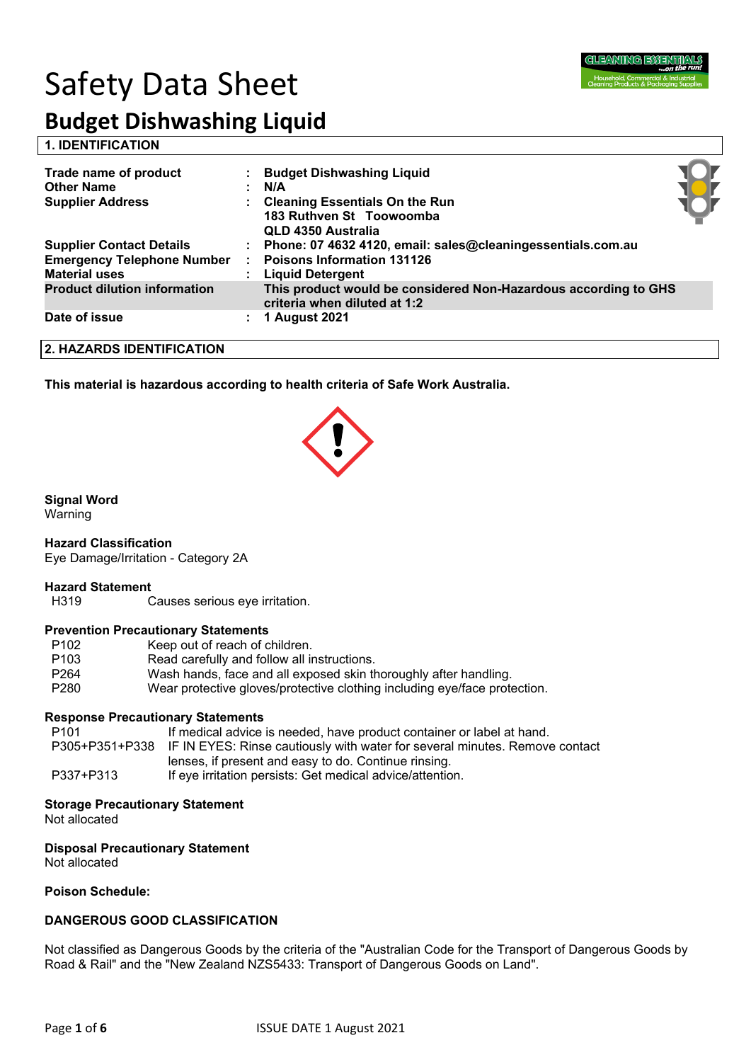# Safety Data Sheet

## Budget Dishwashing Liquid

### 1. IDENTIFICATION

| | | |
|---|---|---|
| **Trade name of product** | : | **Budget Dishwashing Liquid** |
| **Other Name** | : | **N/A** |
| **Supplier Address** | : | **Cleaning Essentials On the Run**<br>**183 Ruthven St Toowoomba**<br>**QLD 4350 Australia** |
| **Supplier Contact Details** | : | **Phone: 07 4632 4120, email: sales@cleaningessentials.com.au** |
| **Emergency Telephone Number** | : | **Poisons Information 131126** |
| **Material uses** | : | **Liquid Detergent** |
| **Product dilution information** | | **This product would be considered Non-Hazardous according to GHS criteria when diluted at 1:2** |
| **Date of issue** | : | **1 August 2021** |

### 2. HAZARDS IDENTIFICATION

**This material is hazardous according to health criteria of Safe Work Australia.**

**Signal Word**
Warning

**Hazard Classification**
Eye Damage/Irritation - Category 2A

**Hazard Statement**

| | |
|---|---|
| H319 | Causes serious eye irritation. |

**Prevention Precautionary Statements**

| | |
|---|---|
| P102 | Keep out of reach of children. |
| P103 | Read carefully and follow all instructions. |
| P264 | Wash hands, face and all exposed skin thoroughly after handling. |
| P280 | Wear protective gloves/protective clothing including eye/face protection. |

**Response Precautionary Statements**

| | |
|---|---|
| P101 | If medical advice is needed, have product container or label at hand. |
| P305+P351+P338 | IF IN EYES: Rinse cautiously with water for several minutes. Remove contact lenses, if present and easy to do. Continue rinsing. |
| P337+P313 | If eye irritation persists: Get medical advice/attention. |

**Storage Precautionary Statement**
Not allocated

**Disposal Precautionary Statement**
Not allocated

**Poison Schedule:**

**DANGEROUS GOOD CLASSIFICATION**

Not classified as Dangerous Goods by the criteria of the "Australian Code for the Transport of Dangerous Goods by Road & Rail" and the "New Zealand NZS5433: Transport of Dangerous Goods on Land".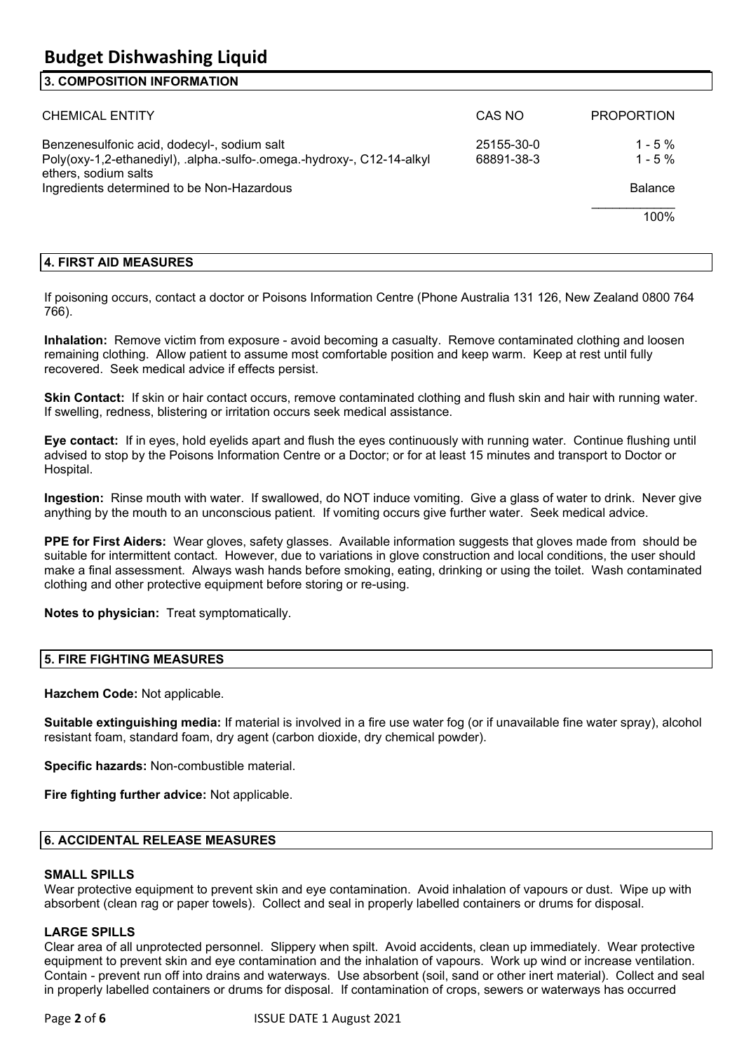# Budget Dishwashing Liquid

## 3. COMPOSITION INFORMATION

| CHEMICAL ENTITY | CAS NO | PROPORTION |
|---|---|---|
| Benzenesulfonic acid, dodecyl-, sodium salt | 25155-30-0 | 1 - 5 % |
| Poly(oxy-1,2-ethanediyl), .alpha.-sulfo-.omega.-hydroxy-, C12-14-alkyl ethers, sodium salts | 68891-38-3 | 1 - 5 % |
| Ingredients determined to be Non-Hazardous | | Balance |
| | | 100% |

## 4. FIRST AID MEASURES

If poisoning occurs, contact a doctor or Poisons Information Centre (Phone Australia 131 126, New Zealand 0800 764 766).

**Inhalation:** Remove victim from exposure - avoid becoming a casualty. Remove contaminated clothing and loosen remaining clothing. Allow patient to assume most comfortable position and keep warm. Keep at rest until fully recovered. Seek medical advice if effects persist.

**Skin Contact:** If skin or hair contact occurs, remove contaminated clothing and flush skin and hair with running water. If swelling, redness, blistering or irritation occurs seek medical assistance.

**Eye contact:** If in eyes, hold eyelids apart and flush the eyes continuously with running water. Continue flushing until advised to stop by the Poisons Information Centre or a Doctor; or for at least 15 minutes and transport to Doctor or Hospital.

**Ingestion:** Rinse mouth with water. If swallowed, do NOT induce vomiting. Give a glass of water to drink. Never give anything by the mouth to an unconscious patient. If vomiting occurs give further water. Seek medical advice.

**PPE for First Aiders:** Wear gloves, safety glasses. Available information suggests that gloves made from should be suitable for intermittent contact. However, due to variations in glove construction and local conditions, the user should make a final assessment. Always wash hands before smoking, eating, drinking or using the toilet. Wash contaminated clothing and other protective equipment before storing or re-using.

**Notes to physician:** Treat symptomatically.

## 5. FIRE FIGHTING MEASURES

**Hazchem Code:** Not applicable.

**Suitable extinguishing media:** If material is involved in a fire use water fog (or if unavailable fine water spray), alcohol resistant foam, standard foam, dry agent (carbon dioxide, dry chemical powder).

**Specific hazards:** Non-combustible material.

**Fire fighting further advice:** Not applicable.

## 6. ACCIDENTAL RELEASE MEASURES

### SMALL SPILLS

Wear protective equipment to prevent skin and eye contamination. Avoid inhalation of vapours or dust. Wipe up with absorbent (clean rag or paper towels). Collect and seal in properly labelled containers or drums for disposal.

### LARGE SPILLS

Clear area of all unprotected personnel. Slippery when spilt. Avoid accidents, clean up immediately. Wear protective equipment to prevent skin and eye contamination and the inhalation of vapours. Work up wind or increase ventilation. Contain - prevent run off into drains and waterways. Use absorbent (soil, sand or other inert material). Collect and seal in properly labelled containers or drums for disposal. If contamination of crops, sewers or waterways has occurred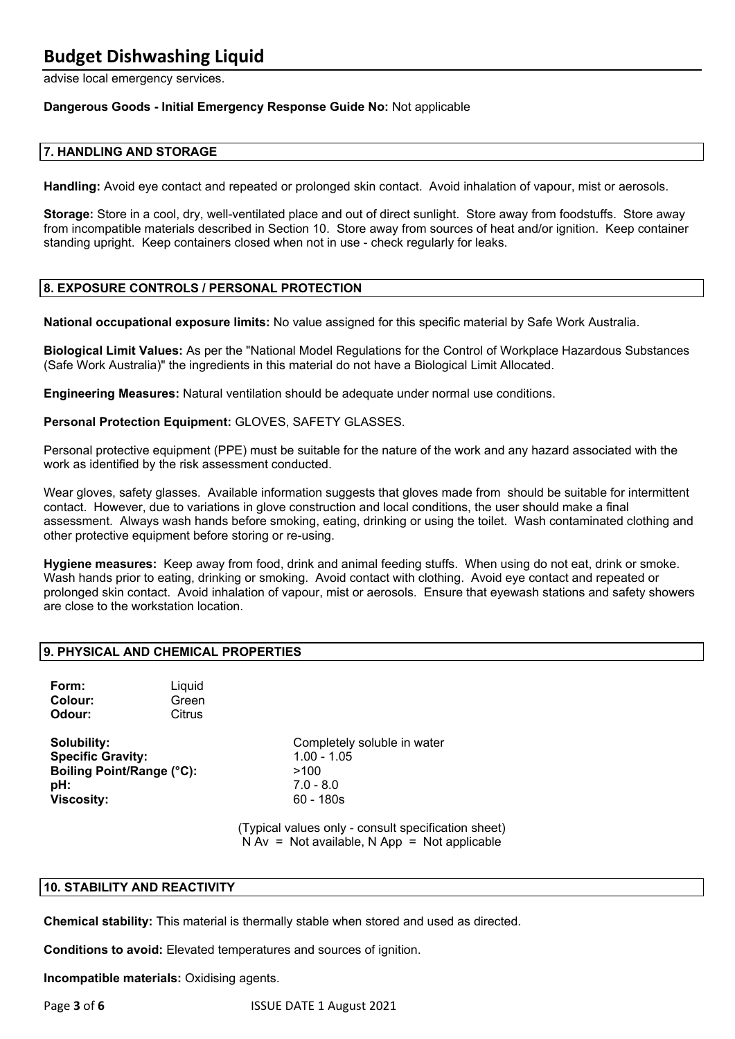advise local emergency services.

**Dangerous Goods - Initial Emergency Response Guide No:** Not applicable

## 7. HANDLING AND STORAGE

**Handling:** Avoid eye contact and repeated or prolonged skin contact. Avoid inhalation of vapour, mist or aerosols.

**Storage:** Store in a cool, dry, well-ventilated place and out of direct sunlight. Store away from foodstuffs. Store away from incompatible materials described in Section 10. Store away from sources of heat and/or ignition. Keep container standing upright. Keep containers closed when not in use - check regularly for leaks.

## 8. EXPOSURE CONTROLS / PERSONAL PROTECTION

**National occupational exposure limits:** No value assigned for this specific material by Safe Work Australia.

**Biological Limit Values:** As per the "National Model Regulations for the Control of Workplace Hazardous Substances (Safe Work Australia)" the ingredients in this material do not have a Biological Limit Allocated.

**Engineering Measures:** Natural ventilation should be adequate under normal use conditions.

**Personal Protection Equipment:** GLOVES, SAFETY GLASSES.

Personal protective equipment (PPE) must be suitable for the nature of the work and any hazard associated with the work as identified by the risk assessment conducted.

Wear gloves, safety glasses. Available information suggests that gloves made from should be suitable for intermittent contact. However, due to variations in glove construction and local conditions, the user should make a final assessment. Always wash hands before smoking, eating, drinking or using the toilet. Wash contaminated clothing and other protective equipment before storing or re-using.

**Hygiene measures:** Keep away from food, drink and animal feeding stuffs. When using do not eat, drink or smoke. Wash hands prior to eating, drinking or smoking. Avoid contact with clothing. Avoid eye contact and repeated or prolonged skin contact. Avoid inhalation of vapour, mist or aerosols. Ensure that eyewash stations and safety showers are close to the workstation location.

## 9. PHYSICAL AND CHEMICAL PROPERTIES

| | |
|---|---|
| **Form:** | Liquid |
| **Colour:** | Green |
| **Odour:** | Citrus |

| | |
|---|---|
| **Solubility:** | Completely soluble in water |
| **Specific Gravity:** | 1.00 - 1.05 |
| **Boiling Point/Range (°C):** | >100 |
| **pH:** | 7.0 - 8.0 |
| **Viscosity:** | 60 - 180s |

(Typical values only - consult specification sheet)
N Av = Not available, N App = Not applicable

## 10. STABILITY AND REACTIVITY

**Chemical stability:** This material is thermally stable when stored and used as directed.

**Conditions to avoid:** Elevated temperatures and sources of ignition.

**Incompatible materials:** Oxidising agents.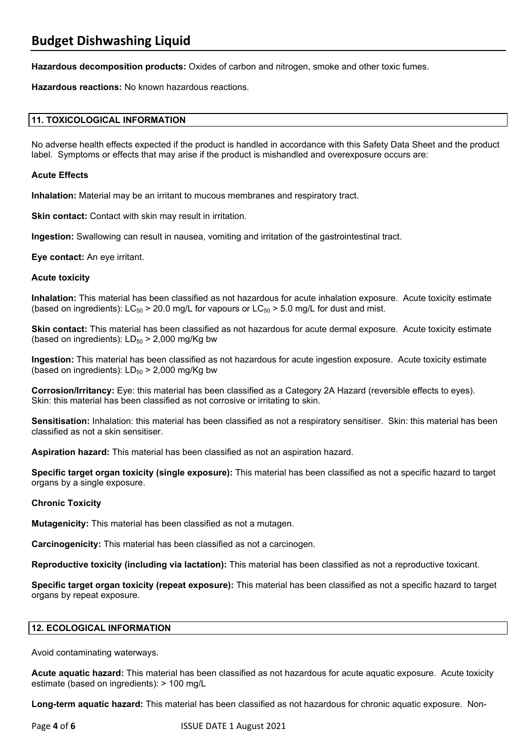**Hazardous decomposition products:** Oxides of carbon and nitrogen, smoke and other toxic fumes.

**Hazardous reactions:** No known hazardous reactions.

## 11. TOXICOLOGICAL INFORMATION

No adverse health effects expected if the product is handled in accordance with this Safety Data Sheet and the product label. Symptoms or effects that may arise if the product is mishandled and overexposure occurs are:

### Acute Effects

**Inhalation:** Material may be an irritant to mucous membranes and respiratory tract.

**Skin contact:** Contact with skin may result in irritation.

**Ingestion:** Swallowing can result in nausea, vomiting and irritation of the gastrointestinal tract.

**Eye contact:** An eye irritant.

### Acute toxicity

**Inhalation:** This material has been classified as not hazardous for acute inhalation exposure. Acute toxicity estimate (based on ingredients): $LC_{50}$ > 20.0 mg/L for vapours or $LC_{50}$ > 5.0 mg/L for dust and mist.

**Skin contact:** This material has been classified as not hazardous for acute dermal exposure. Acute toxicity estimate (based on ingredients): $LD_{50}$ > 2,000 mg/Kg bw

**Ingestion:** This material has been classified as not hazardous for acute ingestion exposure. Acute toxicity estimate (based on ingredients): $LD_{50}$ > 2,000 mg/Kg bw

**Corrosion/Irritancy:** Eye: this material has been classified as a Category 2A Hazard (reversible effects to eyes). Skin: this material has been classified as not corrosive or irritating to skin.

**Sensitisation:** Inhalation: this material has been classified as not a respiratory sensitiser. Skin: this material has been classified as not a skin sensitiser.

**Aspiration hazard:** This material has been classified as not an aspiration hazard.

**Specific target organ toxicity (single exposure):** This material has been classified as not a specific hazard to target organs by a single exposure.

### Chronic Toxicity

**Mutagenicity:** This material has been classified as not a mutagen.

**Carcinogenicity:** This material has been classified as not a carcinogen.

**Reproductive toxicity (including via lactation):** This material has been classified as not a reproductive toxicant.

**Specific target organ toxicity (repeat exposure):** This material has been classified as not a specific hazard to target organs by repeat exposure.

## 12. ECOLOGICAL INFORMATION

Avoid contaminating waterways.

**Acute aquatic hazard:** This material has been classified as not hazardous for acute aquatic exposure. Acute toxicity estimate (based on ingredients): > 100 mg/L

**Long-term aquatic hazard:** This material has been classified as not hazardous for chronic aquatic exposure. Non-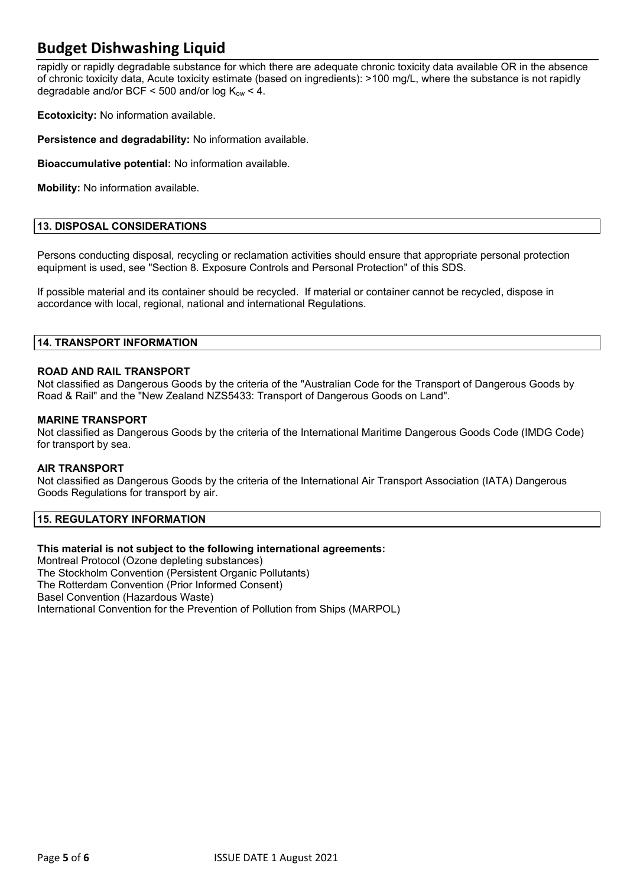rapidly or rapidly degradable substance for which there are adequate chronic toxicity data available OR in the absence of chronic toxicity data, Acute toxicity estimate (based on ingredients): >100 mg/L, where the substance is not rapidly degradable and/or BCF < 500 and/or log $K_{ow}$ < 4.

**Ecotoxicity:** No information available.

**Persistence and degradability:** No information available.

**Bioaccumulative potential:** No information available.

**Mobility:** No information available.

## 13. DISPOSAL CONSIDERATIONS

Persons conducting disposal, recycling or reclamation activities should ensure that appropriate personal protection equipment is used, see "Section 8. Exposure Controls and Personal Protection" of this SDS.

If possible material and its container should be recycled. If material or container cannot be recycled, dispose in accordance with local, regional, national and international Regulations.

## 14. TRANSPORT INFORMATION

**ROAD AND RAIL TRANSPORT**

Not classified as Dangerous Goods by the criteria of the "Australian Code for the Transport of Dangerous Goods by Road & Rail" and the "New Zealand NZS5433: Transport of Dangerous Goods on Land".

**MARINE TRANSPORT**

Not classified as Dangerous Goods by the criteria of the International Maritime Dangerous Goods Code (IMDG Code) for transport by sea.

**AIR TRANSPORT**

Not classified as Dangerous Goods by the criteria of the International Air Transport Association (IATA) Dangerous Goods Regulations for transport by air.

## 15. REGULATORY INFORMATION

**This material is not subject to the following international agreements:**

Montreal Protocol (Ozone depleting substances)
The Stockholm Convention (Persistent Organic Pollutants)
The Rotterdam Convention (Prior Informed Consent)
Basel Convention (Hazardous Waste)
International Convention for the Prevention of Pollution from Ships (MARPOL)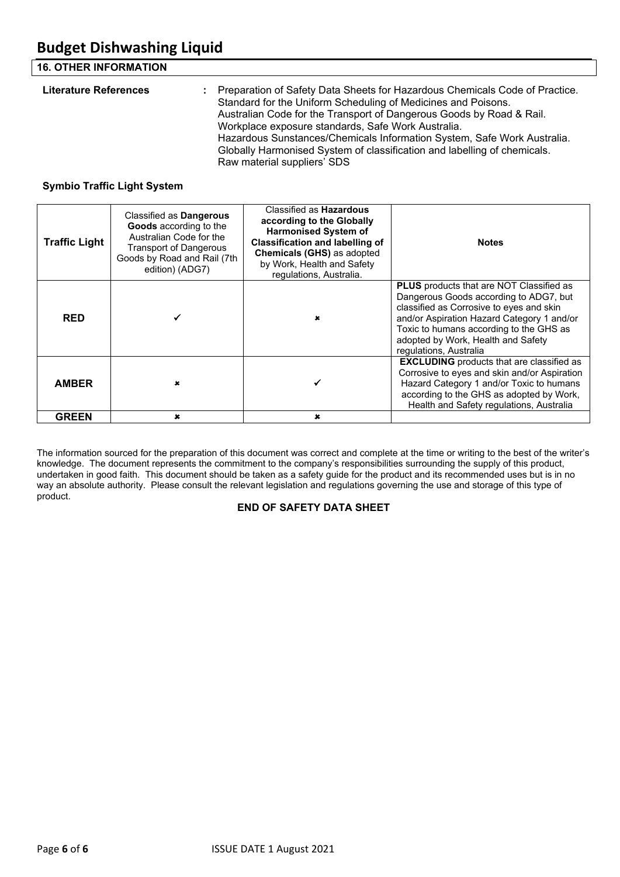# Budget Dishwashing Liquid

## 16. OTHER INFORMATION

**Literature References** : Preparation of Safety Data Sheets for Hazardous Chemicals Code of Practice.
Standard for the Uniform Scheduling of Medicines and Poisons.
Australian Code for the Transport of Dangerous Goods by Road & Rail.
Workplace exposure standards, Safe Work Australia.
Hazardous Sunstances/Chemicals Information System, Safe Work Australia.
Globally Harmonised System of classification and labelling of chemicals.
Raw material suppliers' SDS

**Symbio Traffic Light System**

| Traffic Light | Classified as **Dangerous Goods** according to the Australian Code for the Transport of Dangerous Goods by Road and Rail (7th edition) (ADG7) | Classified as **Hazardous according to the Globally Harmonised System of Classification and labelling of Chemicals (GHS)** as adopted by Work, Health and Safety regulations, Australia. | Notes |
|---|---|---|---|
| **RED** | ✓ | ✗ | **PLUS** products that are NOT Classified as Dangerous Goods according to ADG7, but classified as Corrosive to eyes and skin and/or Aspiration Hazard Category 1 and/or Toxic to humans according to the GHS as adopted by Work, Health and Safety regulations, Australia |
| **AMBER** | ✗ | ✓ | **EXCLUDING** products that are classified as Corrosive to eyes and skin and/or Aspiration Hazard Category 1 and/or Toxic to humans according to the GHS as adopted by Work, Health and Safety regulations, Australia |
| **GREEN** | ✗ | ✗ | |

The information sourced for the preparation of this document was correct and complete at the time or writing to the best of the writer's knowledge. The document represents the commitment to the company's responsibilities surrounding the supply of this product, undertaken in good faith. This document should be taken as a safety guide for the product and its recommended uses but is in no way an absolute authority. Please consult the relevant legislation and regulations governing the use and storage of this type of product.

**END OF SAFETY DATA SHEET**

ISSUE DATE 1 August 2021